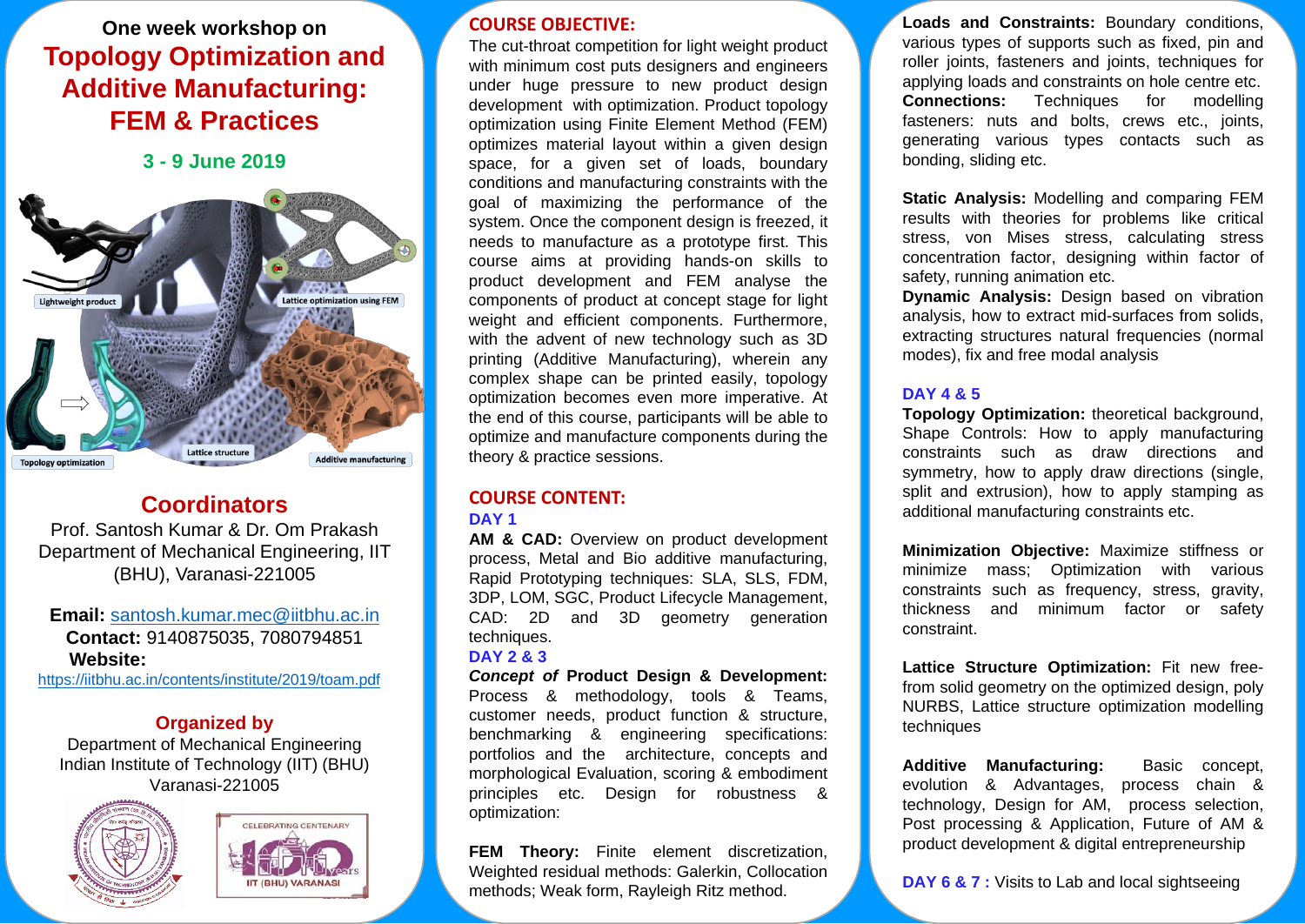One week workshop on

# Topology Optimization and Additive Manufacturing: FEM & Practices

**3 - 9 June 2019**

Lightweight product

Lattice optimization using FEM

Topology optimization

Lattice structure

Additive manufacturing

## Coordinators

Prof. Santosh Kumar & Dr. Om Prakash
Department of Mechanical Engineering, IIT (BHU), Varanasi-221005

**Email:** santosh.kumar.mec@iitbhu.ac.in
**Contact:** 9140875035, 7080794851
**Website:**
https://iitbhu.ac.in/contents/institute/2019/toam.pdf

## Organized by

Department of Mechanical Engineering
Indian Institute of Technology (IIT) (BHU)
Varanasi-221005

CELEBRATING CENTENARY
100 years
IIT (BHU) VARANASI

## COURSE OBJECTIVE:

The cut-throat competition for light weight product with minimum cost puts designers and engineers under huge pressure to new product design development with optimization. Product topology optimization using Finite Element Method (FEM) optimizes material layout within a given design space, for a given set of loads, boundary conditions and manufacturing constraints with the goal of maximizing the performance of the system. Once the component design is freezed, it needs to manufacture as a prototype first. This course aims at providing hands-on skills to product development and FEM analyse the components of product at concept stage for light weight and efficient components. Furthermore, with the advent of new technology such as 3D printing (Additive Manufacturing), wherein any complex shape can be printed easily, topology optimization becomes even more imperative. At the end of this course, participants will be able to optimize and manufacture components during the theory & practice sessions.

## COURSE CONTENT:

### DAY 1

**AM & CAD:** Overview on product development process, Metal and Bio additive manufacturing, Rapid Prototyping techniques: SLA, SLS, FDM, 3DP, LOM, SGC, Product Lifecycle Management, CAD: 2D and 3D geometry generation techniques.

### DAY 2 & 3

***Concept of* Product Design & Development:** Process & methodology, tools & Teams, customer needs, product function & structure, benchmarking & engineering specifications: portfolios and the architecture, concepts and morphological Evaluation, scoring & embodiment principles etc. Design for robustness & optimization:

**FEM Theory:** Finite element discretization, Weighted residual methods: Galerkin, Collocation methods; Weak form, Rayleigh Ritz method.

**Loads and Constraints:** Boundary conditions, various types of supports such as fixed, pin and roller joints, fasteners and joints, techniques for applying loads and constraints on hole centre etc.
**Connections:** Techniques for modelling fasteners: nuts and bolts, crews etc., joints, generating various types contacts such as bonding, sliding etc.

**Static Analysis:** Modelling and comparing FEM results with theories for problems like critical stress, von Mises stress, calculating stress concentration factor, designing within factor of safety, pushing animation etc.
**Dynamic Analysis:** Design based on vibration analysis, how to extract mid-surfaces from solids, extracting structures natural frequencies (normal modes), fix and free modal analysis

### DAY 4 & 5

**Topology Optimization:** theoretical background, Shape Controls: How to apply manufacturing constraints such as draw directions and symmetry, how to apply draw directions (single, split and extrusion), how to apply stamping as additional manufacturing constraints etc.

**Minimization Objective:** Maximize stiffness or minimize mass; Optimization with various constraints such as frequency, stress, gravity, thickness and minimum factor or safety constraint.

**Lattice Structure Optimization:** Fit new free-from solid geometry on the optimized design, poly NURBS, Lattice structure optimization modelling techniques

**Additive Manufacturing:** Basic concept, evolution & Advantages, process chain & technology, Design for AM, process selection, Post processing & Application, Future of AM & product development & digital entrepreneurship

**DAY 6 & 7 :** Visits to Lab and local sightseeing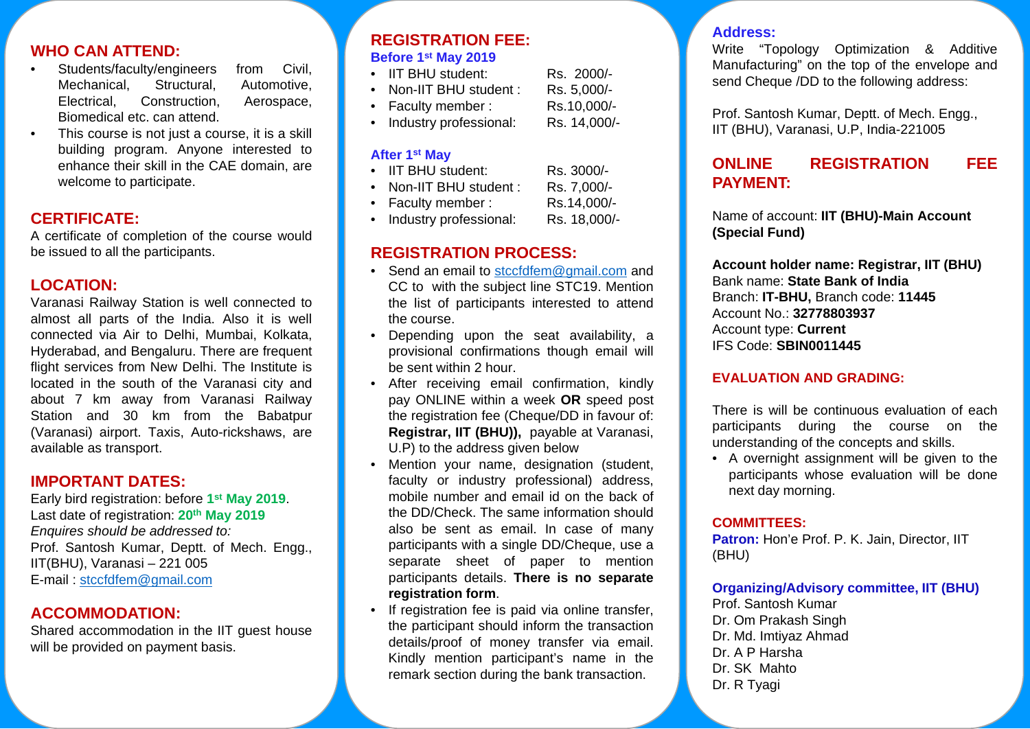## WHO CAN ATTEND:

- Students/faculty/engineers from Civil, Mechanical, Structural, Automotive, Electrical, Construction, Aerospace, Biomedical etc. can attend.
- This course is not just a course, it is a skill building program. Anyone interested to enhance their skill in the CAE domain, are welcome to participate.

## CERTIFICATE:

A certificate of completion of the course would be issued to all the participants.

## LOCATION:

Varanasi Railway Station is well connected to almost all parts of the India. Also it is well connected via Air to Delhi, Mumbai, Kolkata, Hyderabad, and Bengaluru. There are frequent flight services from New Delhi. The Institute is located in the south of the Varanasi city and about 7 km away from Varanasi Railway Station and 30 km from the Babatpur (Varanasi) airport. Taxis, Auto-rickshaws, are available as transport.

## IMPORTANT DATES:

Early bird registration: before **1st May 2019**.
Last date of registration: **20th May 2019**
*Enquires should be addressed to:*
Prof. Santosh Kumar, Deptt. of Mech. Engg., IIT(BHU), Varanasi – 221 005
E-mail : stccfdfem@gmail.com

## ACCOMMODATION:

Shared accommodation in the IIT guest house will be provided on payment basis.

## REGISTRATION FEE:

### Before 1st May 2019

- IIT BHU student: Rs. 2000/-
- Non-IIT BHU student : Rs. 5,000/-
- Faculty member : Rs.10,000/-
- Industry professional: Rs. 14,000/-

### After 1st May

- IIT BHU student: Rs. 3000/-
- Non-IIT BHU student : Rs. 7,000/-
- Faculty member : Rs.14,000/-
- Industry professional: Rs. 18,000/-

## REGISTRATION PROCESS:

- Send an email to stccfdfem@gmail.com and CC to with the subject line STC19. Mention the list of participants interested to attend the course.
- Depending upon the seat availability, a provisional confirmations though email will be sent within 2 hour.
- After receiving email confirmation, kindly pay ONLINE within a week **OR** speed post the registration fee (Cheque/DD in favour of: **Registrar, IIT (BHU)),** payable at Varanasi, U.P) to the address given below
- Mention your name, designation (student, faculty or industry professional) address, mobile number and email id on the back of the DD/Check. The same information should also be sent as email. In case of many participants with a single DD/Cheque, use a separate sheet of paper to mention participants details. **There is no separate registration form**.
- If registration fee is paid via online transfer, the participant should inform the transaction details/proof of money transfer via email. Kindly mention participant's name in the remark section during the bank transaction.

## Address:

Write "Topology Optimization & Additive Manufacturing" on the top of the envelope and send Cheque /DD to the following address:

Prof. Santosh Kumar, Deptt. of Mech. Engg., IIT (BHU), Varanasi, U.P, India-221005

## ONLINE REGISTRATION FEE PAYMENT:

Name of account: **IIT (BHU)-Main Account (Special Fund)**

**Account holder name: Registrar, IIT (BHU)**
Bank name: **State Bank of India**
Branch: **IT-BHU,** Branch code: **11445**
Account No.: **32778803937**
Account type: **Current**
IFS Code: **SBIN0011445**

## EVALUATION AND GRADING:

There is will be continuous evaluation of each participants during the course on the understanding of the concepts and skills.

- A overnight assignment will be given to the participants whose evaluation will be done next day morning.

## COMMITTEES:

**Patron:** Hon'e Prof. P. K. Jain, Director, IIT (BHU)

### Organizing/Advisory committee, IIT (BHU)

Prof. Santosh Kumar
Dr. Om Prakash Singh
Dr. Md. Imtiyaz Ahmad
Dr. A P Harsha
Dr. SK Mahto
Dr. R Tyagi